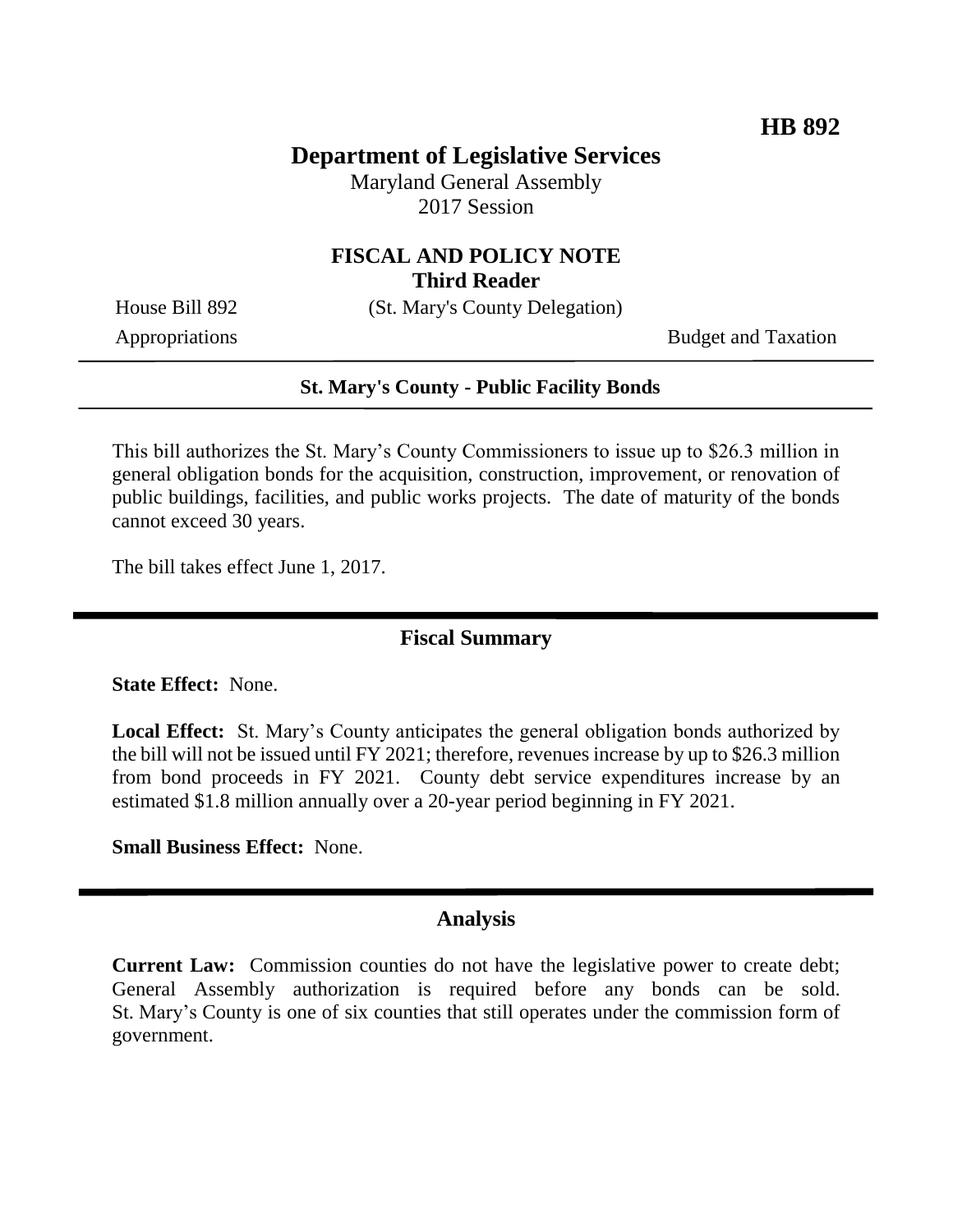**HB 892**

# Department of Legislative Services

Maryland General Assembly
2017 Session

## FISCAL AND POLICY NOTE
### Third Reader

House Bill 892 (St. Mary's County Delegation)

Appropriations Budget and Taxation

---

**St. Mary's County - Public Facility Bonds**

---

This bill authorizes the St. Mary's County Commissioners to issue up to \$26.3 million in general obligation bonds for the acquisition, construction, improvement, or renovation of public buildings, facilities, and public works projects. The date of maturity of the bonds cannot exceed 30 years.

The bill takes effect June 1, 2017.

---

## Fiscal Summary

**State Effect:** None.

**Local Effect:** St. Mary's County anticipates the general obligation bonds authorized by the bill will not be issued until FY 2021; therefore, revenues increase by up to \$26.3 million from bond proceeds in FY 2021. County debt service expenditures increase by an estimated \$1.8 million annually over a 20-year period beginning in FY 2021.

**Small Business Effect:** None.

---

## Analysis

**Current Law:** Commission counties do not have the legislative power to create debt; General Assembly authorization is required before any bonds can be sold. St. Mary's County is one of six counties that still operates under the commission form of government.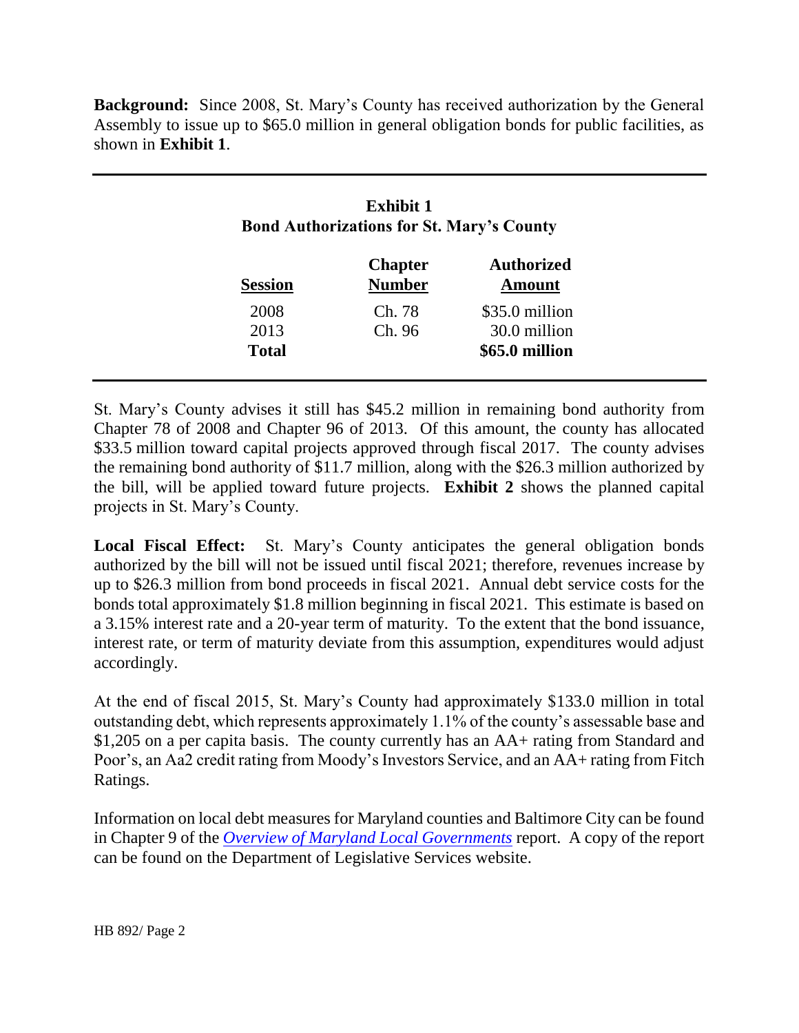**Background:** Since 2008, St. Mary's County has received authorization by the General Assembly to issue up to $65.0 million in general obligation bonds for public facilities, as shown in **Exhibit 1**.

**Exhibit 1**
**Bond Authorizations for St. Mary's County**

| Session | Chapter Number | Authorized Amount |
|---|---|---|
| 2008 | Ch. 78 | $35.0 million |
| 2013 | Ch. 96 | 30.0 million |
| **Total** | | **$65.0 million** |

St. Mary's County advises it still has $45.2 million in remaining bond authority from Chapter 78 of 2008 and Chapter 96 of 2013. Of this amount, the county has allocated $33.5 million toward capital projects approved through fiscal 2017. The county advises the remaining bond authority of $11.7 million, along with the $26.3 million authorized by the bill, will be applied toward future projects. **Exhibit 2** shows the planned capital projects in St. Mary's County.

**Local Fiscal Effect:** St. Mary's County anticipates the general obligation bonds authorized by the bill will not be issued until fiscal 2021; therefore, revenues increase by up to $26.3 million from bond proceeds in fiscal 2021. Annual debt service costs for the bonds total approximately $1.8 million beginning in fiscal 2021. This estimate is based on a 3.15% interest rate and a 20-year term of maturity. To the extent that the bond issuance, interest rate, or term of maturity deviate from this assumption, expenditures would adjust accordingly.

At the end of fiscal 2015, St. Mary's County had approximately $133.0 million in total outstanding debt, which represents approximately 1.1% of the county's assessable base and $1,205 on a per capita basis. The county currently has an AA+ rating from Standard and Poor's, an Aa2 credit rating from Moody's Investors Service, and an AA+ rating from Fitch Ratings.

Information on local debt measures for Maryland counties and Baltimore City can be found in Chapter 9 of the *Overview of Maryland Local Governments* report. A copy of the report can be found on the Department of Legislative Services website.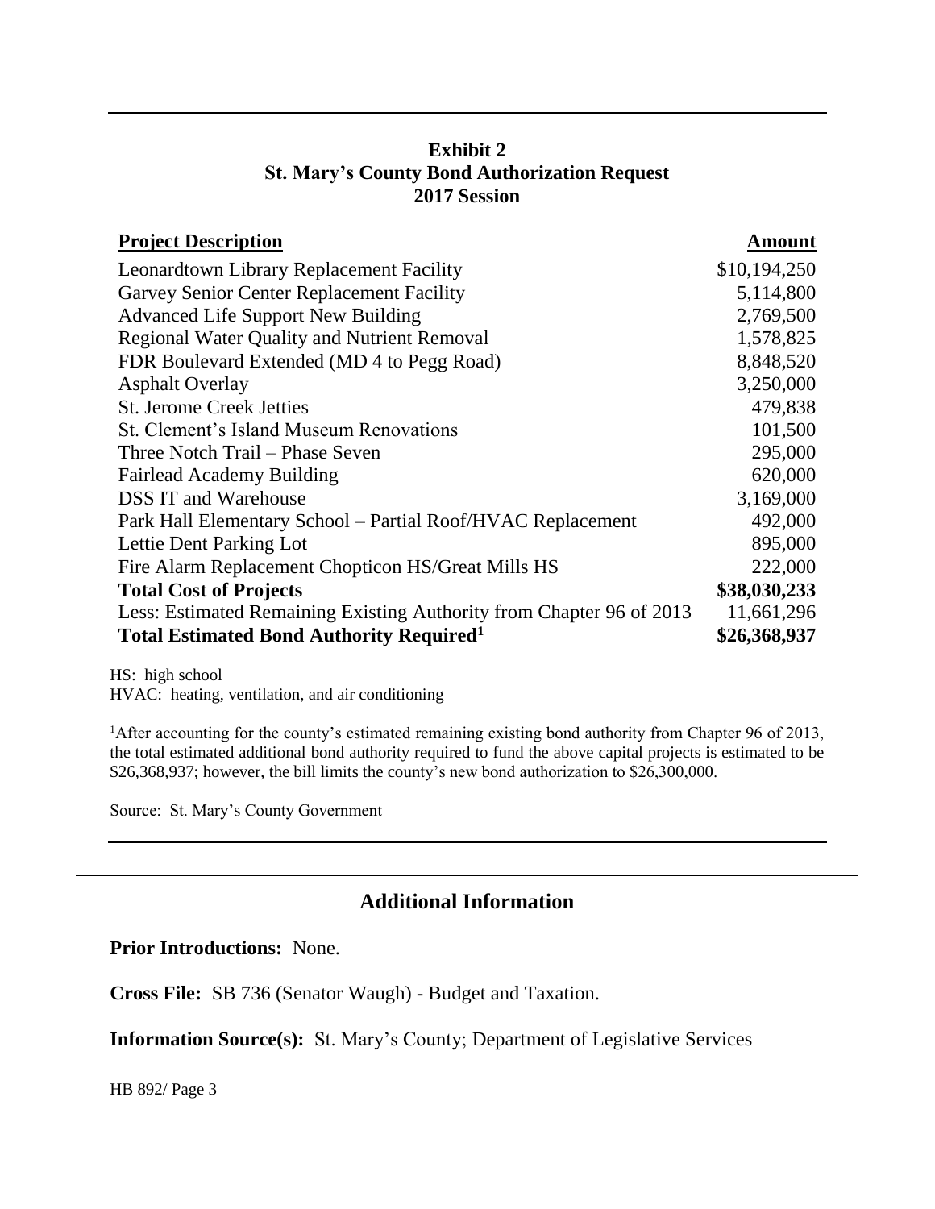**Exhibit 2**
**St. Mary's County Bond Authorization Request**
**2017 Session**

| Project Description | Amount |
|---|---|
| Leonardtown Library Replacement Facility | $10,194,250 |
| Garvey Senior Center Replacement Facility | 5,114,800 |
| Advanced Life Support New Building | 2,769,500 |
| Regional Water Quality and Nutrient Removal | 1,578,825 |
| FDR Boulevard Extended (MD 4 to Pegg Road) | 8,848,520 |
| Asphalt Overlay | 3,250,000 |
| St. Jerome Creek Jetties | 479,838 |
| St. Clement's Island Museum Renovations | 101,500 |
| Three Notch Trail – Phase Seven | 295,000 |
| Fairlead Academy Building | 620,000 |
| DSS IT and Warehouse | 3,169,000 |
| Park Hall Elementary School – Partial Roof/HVAC Replacement | 492,000 |
| Lettie Dent Parking Lot | 895,000 |
| Fire Alarm Replacement Chopticon HS/Great Mills HS | 222,000 |
| **Total Cost of Projects** | **$38,030,233** |
| Less: Estimated Remaining Existing Authority from Chapter 96 of 2013 | 11,661,296 |
| **Total Estimated Bond Authority Required[1]** | **$26,368,937** |

HS: high school
HVAC: heating, ventilation, and air conditioning

[1]After accounting for the county's estimated remaining existing bond authority from Chapter 96 of 2013, the total estimated additional bond authority required to fund the above capital projects is estimated to be $26,368,937; however, the bill limits the county's new bond authorization to $26,300,000.

Source: St. Mary's County Government

## Additional Information

**Prior Introductions:** None.

**Cross File:** SB 736 (Senator Waugh) - Budget and Taxation.

**Information Source(s):** St. Mary's County; Department of Legislative Services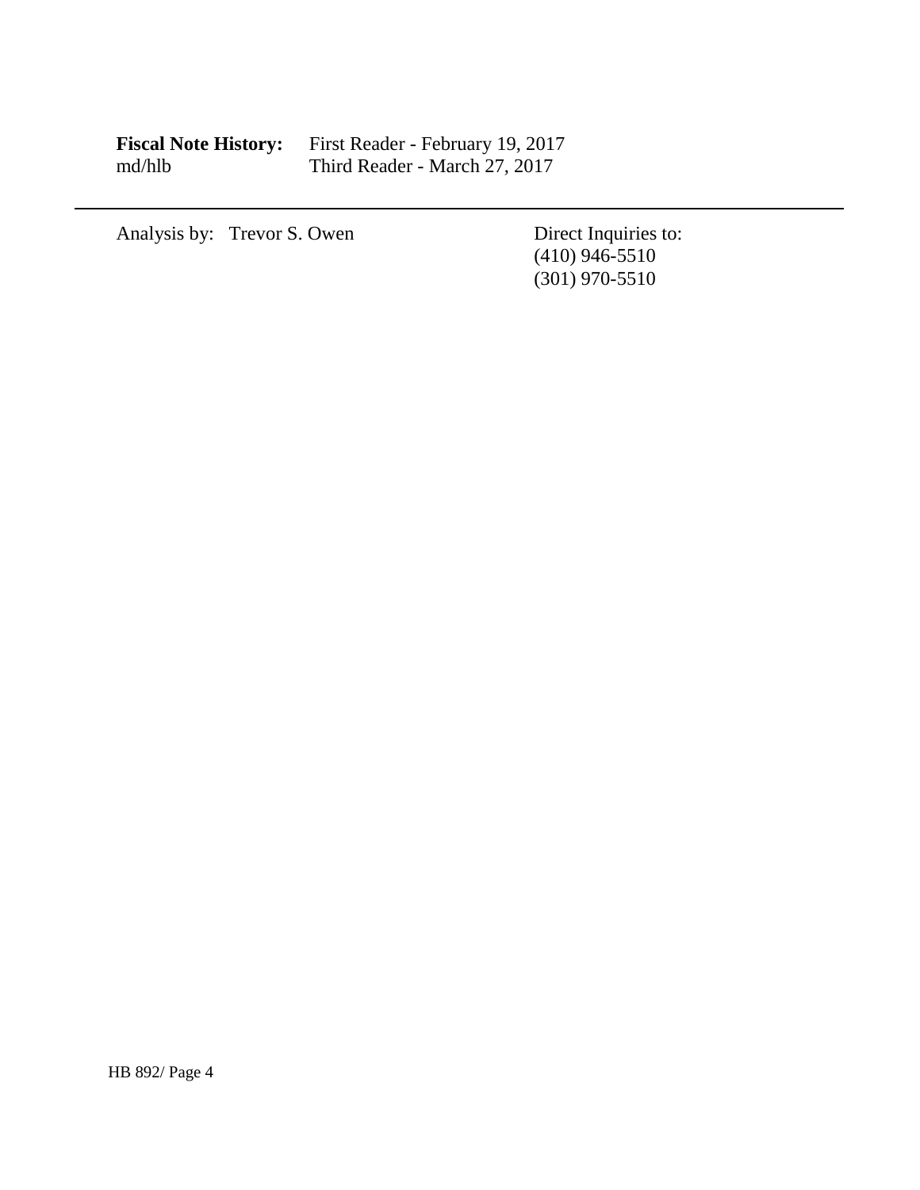| | |
|---|---|
| **Fiscal Note History:** | First Reader - February 19, 2017 |
| md/hlb | Third Reader - March 27, 2017 |

---

Analysis by: Trevor S. Owen

Direct Inquiries to:
(410) 946-5510
(301) 970-5510